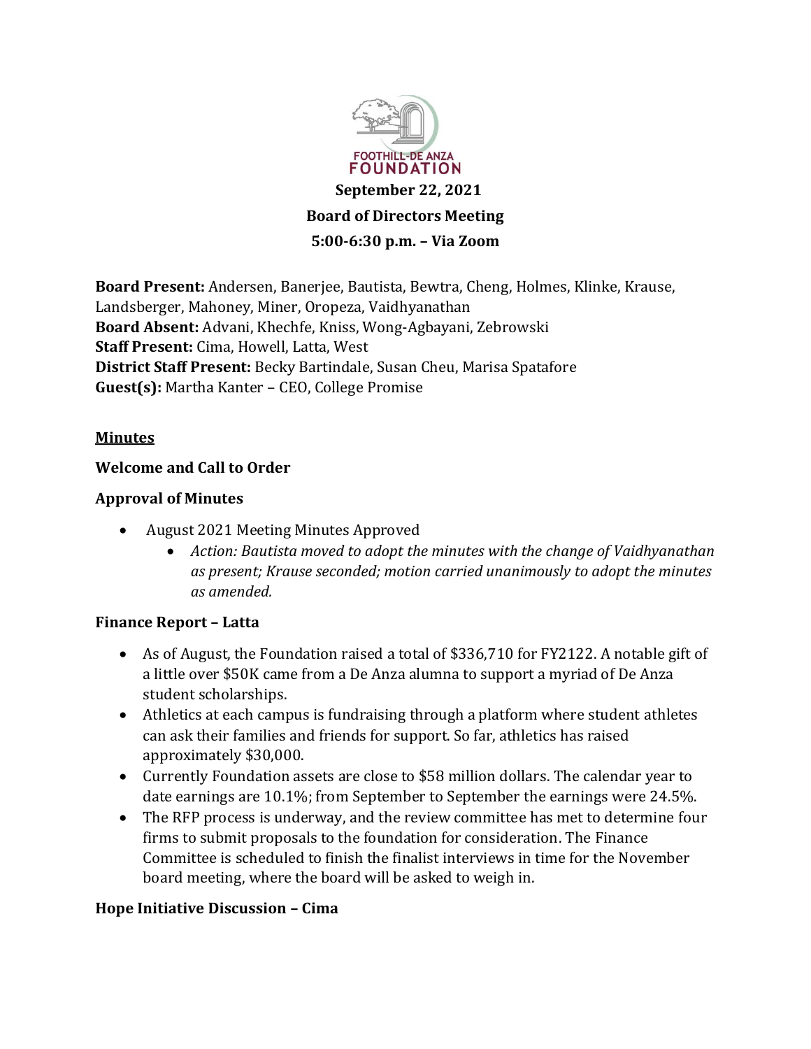FOOTHILL-DE ANZA FOUNDATION

**September 22, 2021**

**Board of Directors Meeting**

**5:00-6:30 p.m. – Via Zoom**

**Board Present:** Andersen, Banerjee, Bautista, Bewtra, Cheng, Holmes, Klinke, Krause, Landsberger, Mahoney, Miner, Oropeza, Vaidhyanathan
**Board Absent:** Advani, Khechfe, Kniss, Wong-Agbayani, Zebrowski
**Staff Present:** Cima, Howell, Latta, West
**District Staff Present:** Becky Bartindale, Susan Cheu, Marisa Spatafore
**Guest(s):** Martha Kanter – CEO, College Promise

## Minutes

### Welcome and Call to Order

### Approval of Minutes

- August 2021 Meeting Minutes Approved
  - *Action: Bautista moved to adopt the minutes with the change of Vaidhyanathan as present; Krause seconded; motion carried unanimously to adopt the minutes as amended.*

### Finance Report – Latta

- As of August, the Foundation raised a total of $336,710 for FY2122. A notable gift of a little over $50K came from a De Anza alumna to support a myriad of De Anza student scholarships.
- Athletics at each campus is fundraising through a platform where student athletes can ask their families and friends for support. So far, athletics has raised approximately $30,000.
- Currently Foundation assets are close to $58 million dollars. The calendar year to date earnings are 10.1%; from September to September the earnings were 24.5%.
- The RFP process is underway, and the review committee has met to determine four firms to submit proposals to the foundation for consideration. The Finance Committee is scheduled to finish the finalist interviews in time for the November board meeting, where the board will be asked to weigh in.

### Hope Initiative Discussion – Cima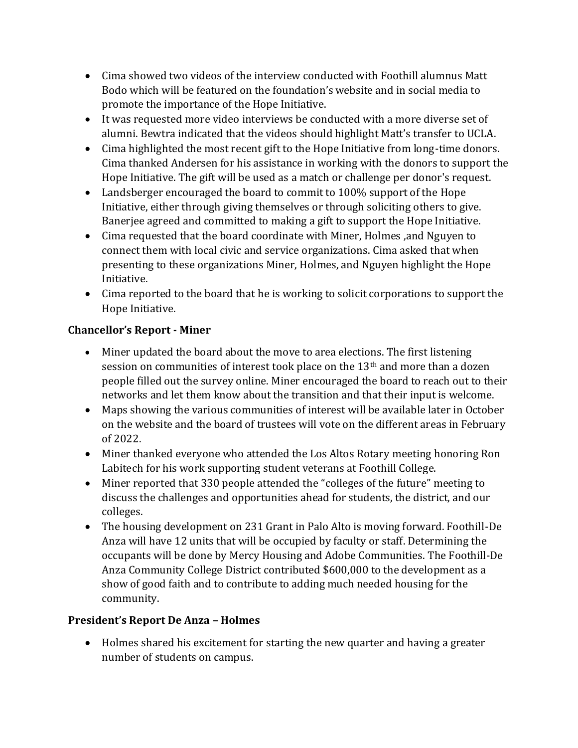- Cima showed two videos of the interview conducted with Foothill alumnus Matt Bodo which will be featured on the foundation's website and in social media to promote the importance of the Hope Initiative.
- It was requested more video interviews be conducted with a more diverse set of alumni. Bewtra indicated that the videos should highlight Matt's transfer to UCLA.
- Cima highlighted the most recent gift to the Hope Initiative from long-time donors. Cima thanked Andersen for his assistance in working with the donors to support the Hope Initiative. The gift will be used as a match or challenge per donor's request.
- Landsberger encouraged the board to commit to 100% support of the Hope Initiative, either through giving themselves or through soliciting others to give. Banerjee agreed and committed to making a gift to support the Hope Initiative.
- Cima requested that the board coordinate with Miner, Holmes ,and Nguyen to connect them with local civic and service organizations. Cima asked that when presenting to these organizations Miner, Holmes, and Nguyen highlight the Hope Initiative.
- Cima reported to the board that he is working to solicit corporations to support the Hope Initiative.

**Chancellor's Report - Miner**

- Miner updated the board about the move to area elections. The first listening session on communities of interest took place on the 13th and more than a dozen people filled out the survey online. Miner encouraged the board to reach out to their networks and let them know about the transition and that their input is welcome.
- Maps showing the various communities of interest will be available later in October on the website and the board of trustees will vote on the different areas in February of 2022.
- Miner thanked everyone who attended the Los Altos Rotary meeting honoring Ron Labitech for his work supporting student veterans at Foothill College.
- Miner reported that 330 people attended the "colleges of the future" meeting to discuss the challenges and opportunities ahead for students, the district, and our colleges.
- The housing development on 231 Grant in Palo Alto is moving forward. Foothill-De Anza will have 12 units that will be occupied by faculty or staff. Determining the occupants will be done by Mercy Housing and Adobe Communities. The Foothill-De Anza Community College District contributed $600,000 to the development as a show of good faith and to contribute to adding much needed housing for the community.

**President's Report De Anza – Holmes**

- Holmes shared his excitement for starting the new quarter and having a greater number of students on campus.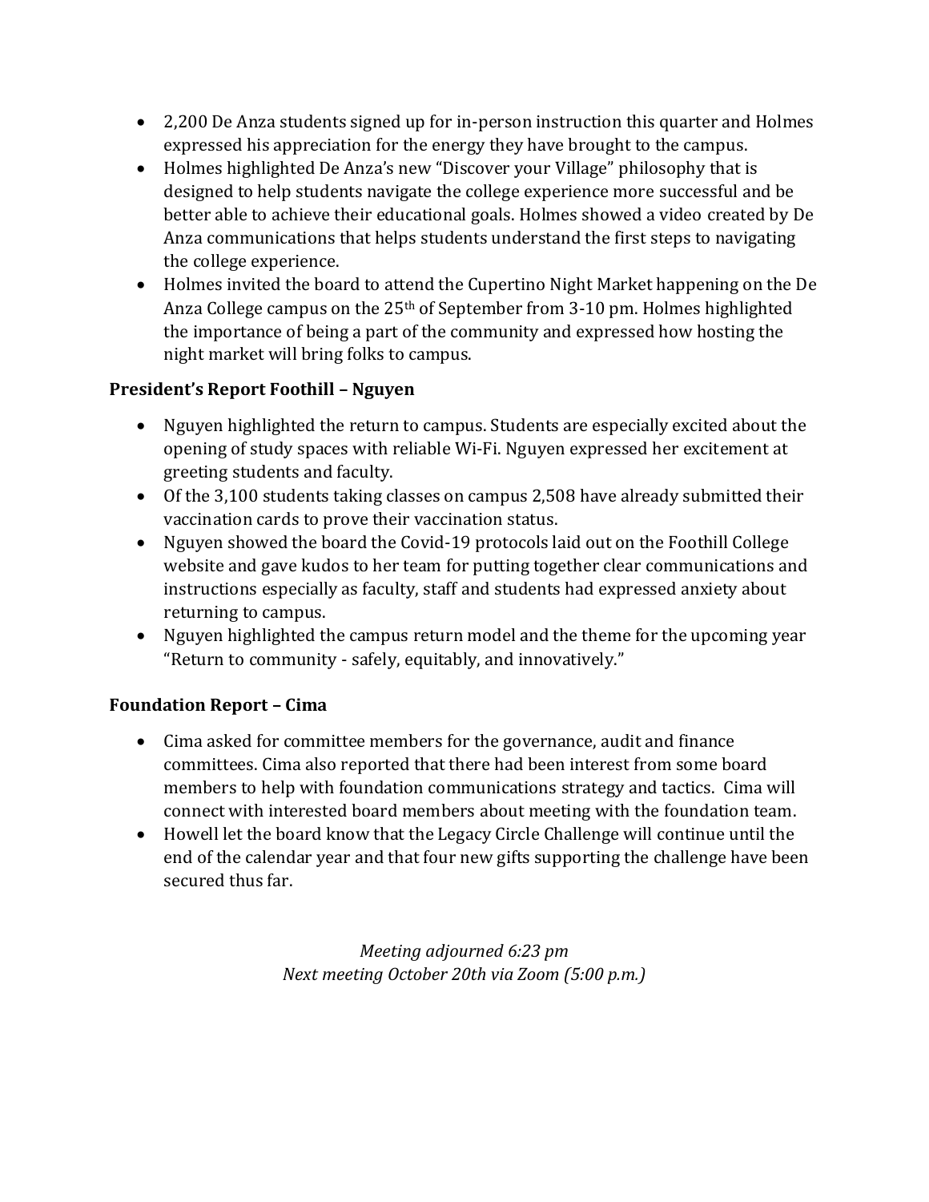- 2,200 De Anza students signed up for in-person instruction this quarter and Holmes expressed his appreciation for the energy they have brought to the campus.
- Holmes highlighted De Anza's new "Discover your Village" philosophy that is designed to help students navigate the college experience more successful and be better able to achieve their educational goals. Holmes showed a video created by De Anza communications that helps students understand the first steps to navigating the college experience.
- Holmes invited the board to attend the Cupertino Night Market happening on the De Anza College campus on the 25th of September from 3-10 pm. Holmes highlighted the importance of being a part of the community and expressed how hosting the night market will bring folks to campus.

**President's Report Foothill – Nguyen**

- Nguyen highlighted the return to campus. Students are especially excited about the opening of study spaces with reliable Wi-Fi. Nguyen expressed her excitement at greeting students and faculty.
- Of the 3,100 students taking classes on campus 2,508 have already submitted their vaccination cards to prove their vaccination status.
- Nguyen showed the board the Covid-19 protocols laid out on the Foothill College website and gave kudos to her team for putting together clear communications and instructions especially as faculty, staff and students had expressed anxiety about returning to campus.
- Nguyen highlighted the campus return model and the theme for the upcoming year "Return to community - safely, equitably, and innovatively."

**Foundation Report – Cima**

- Cima asked for committee members for the governance, audit and finance committees. Cima also reported that there had been interest from some board members to help with foundation communications strategy and tactics. Cima will connect with interested board members about meeting with the foundation team.
- Howell let the board know that the Legacy Circle Challenge will continue until the end of the calendar year and that four new gifts supporting the challenge have been secured thus far.

*Meeting adjourned 6:23 pm*
*Next meeting October 20th via Zoom (5:00 p.m.)*